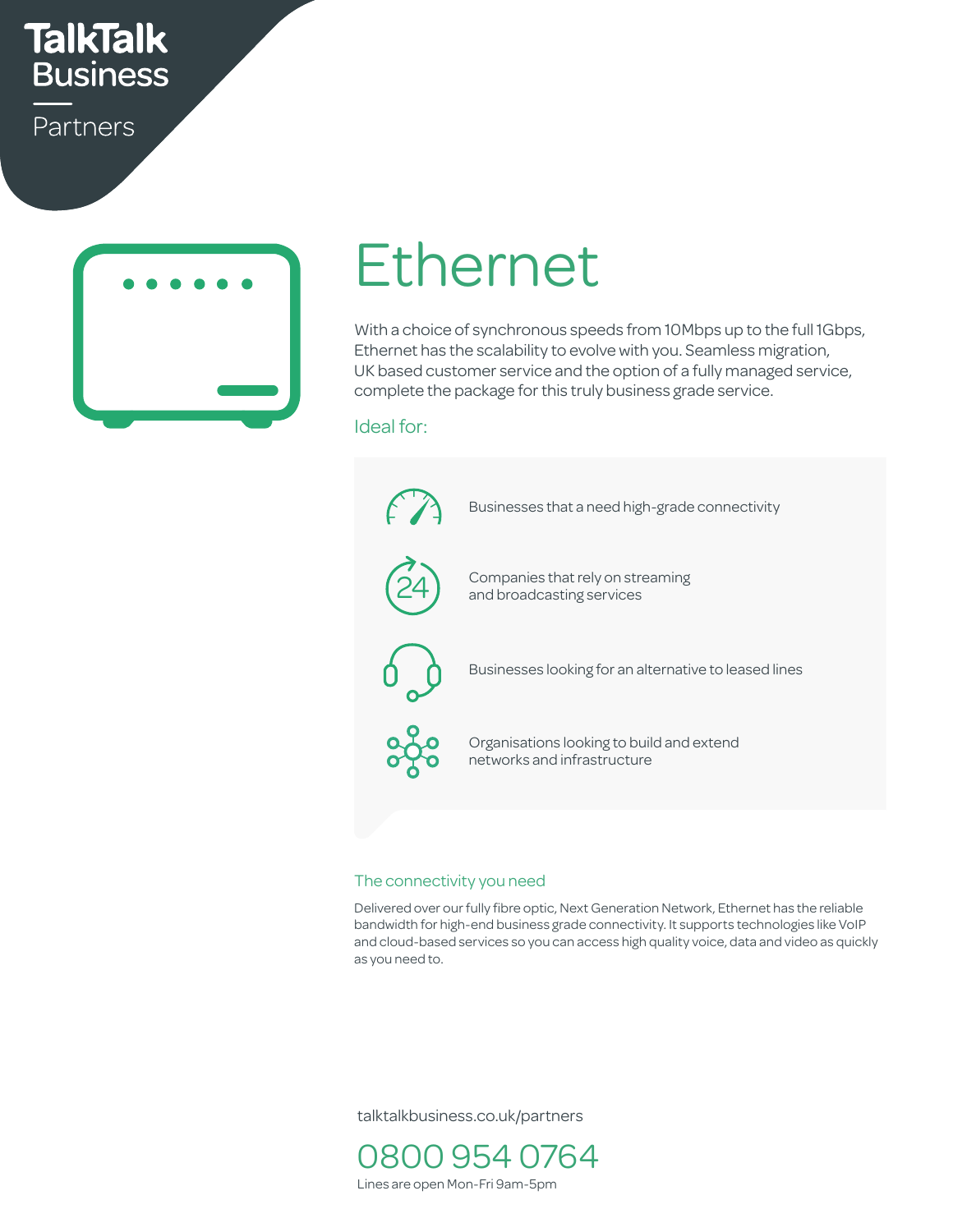TalkTalk Business

Partners

# Ethernet

With a choice of synchronous speeds from 10Mbps up to the full 1Gbps, Ethernet has the scalability to evolve with you. Seamless migration, UK based customer service and the option of a fully managed service, complete the package for this truly business grade service.

## Ideal for:

- Businesses that a need high-grade connectivity
- Companies that rely on streaming and broadcasting services
- Businesses looking for an alternative to leased lines
- Organisations looking to build and extend networks and infrastructure

## The connectivity you need

Delivered over our fully fibre optic, Next Generation Network, Ethernet has the reliable bandwidth for high-end business grade connectivity. It supports technologies like VoIP and cloud-based services so you can access high quality voice, data and video as quickly as you need to.

talktalkbusiness.co.uk/partners

0800 954 0764

Lines are open Mon-Fri 9am-5pm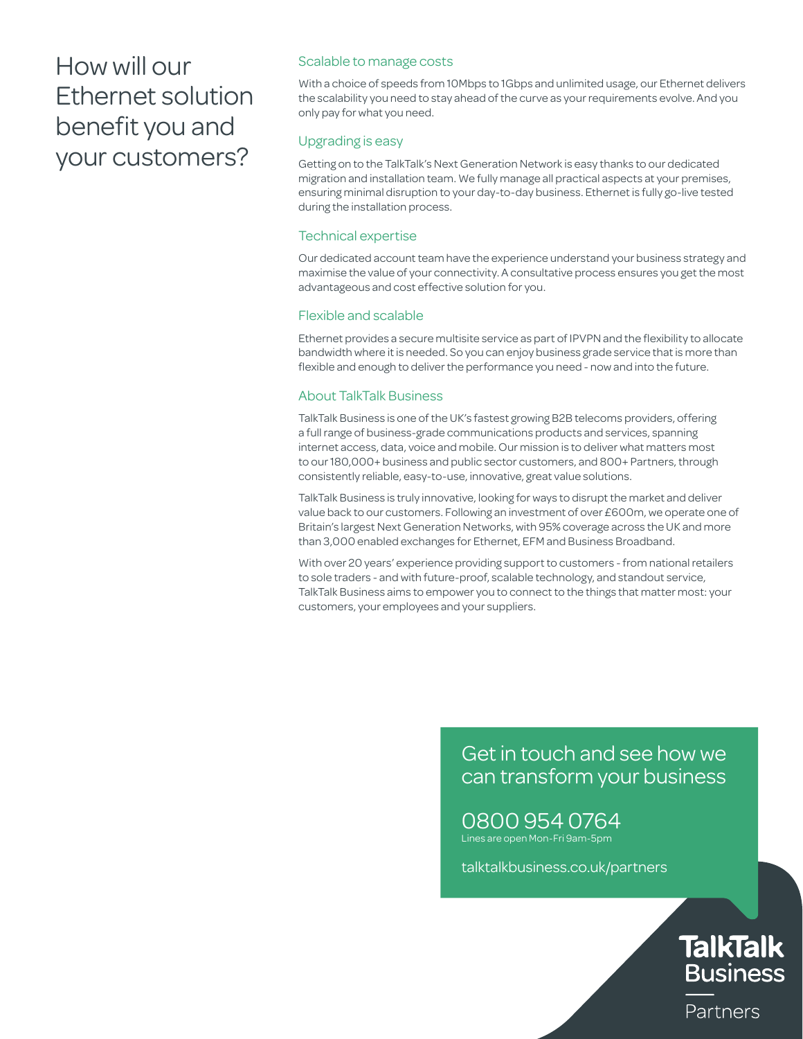# How will our Ethernet solution benefit you and your customers?

## Scalable to manage costs

With a choice of speeds from 10Mbps to 1Gbps and unlimited usage, our Ethernet delivers the scalability you need to stay ahead of the curve as your requirements evolve. And you only pay for what you need.

## Upgrading is easy

Getting on to the TalkTalk's Next Generation Network is easy thanks to our dedicated migration and installation team. We fully manage all practical aspects at your premises, ensuring minimal disruption to your day-to-day business. Ethernet is fully go-live tested during the installation process.

## Technical expertise

Our dedicated account team have the experience understand your business strategy and maximise the value of your connectivity. A consultative process ensures you get the most advantageous and cost effective solution for you.

## Flexible and scalable

Ethernet provides a secure multisite service as part of IPVPN and the flexibility to allocate bandwidth where it is needed. So you can enjoy business grade service that is more than flexible and enough to deliver the performance you need - now and into the future.

## About TalkTalk Business

TalkTalk Business is one of the UK's fastest growing B2B telecoms providers, offering a full range of business-grade communications products and services, spanning internet access, data, voice and mobile. Our mission is to deliver what matters most to our 180,000+ business and public sector customers, and 800+ Partners, through consistently reliable, easy-to-use, innovative, great value solutions.

TalkTalk Business is truly innovative, looking for ways to disrupt the market and deliver value back to our customers. Following an investment of over £600m, we operate one of Britain's largest Next Generation Networks, with 95% coverage across the UK and more than 3,000 enabled exchanges for Ethernet, EFM and Business Broadband.

With over 20 years' experience providing support to customers - from national retailers to sole traders - and with future-proof, scalable technology, and standout service, TalkTalk Business aims to empower you to connect to the things that matter most: your customers, your employees and your suppliers.

## Get in touch and see how we can transform your business

0800 954 0764

Lines are open Mon-Fri 9am-5pm

talktalkbusiness.co.uk/partners

TalkTalk Business

Partners